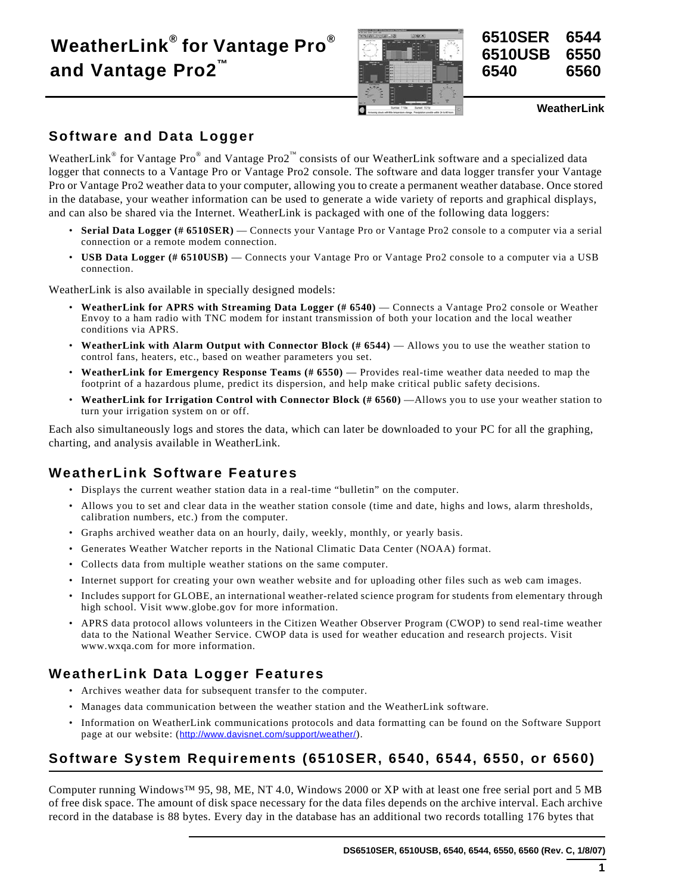# WeatherLink® for Vantage Pro® and Vantage Pro2™

6510SER 6544
6510USB 6550
6540 6560

WeatherLink

## Software and Data Logger

WeatherLink® for Vantage Pro® and Vantage Pro2™ consists of our WeatherLink software and a specialized data logger that connects to a Vantage Pro or Vantage Pro2 console. The software and data logger transfer your Vantage Pro or Vantage Pro2 weather data to your computer, allowing you to create a permanent weather database. Once stored in the database, your weather information can be used to generate a wide variety of reports and graphical displays, and can also be shared via the Internet. WeatherLink is packaged with one of the following data loggers:

- **Serial Data Logger (# 6510SER)** — Connects your Vantage Pro or Vantage Pro2 console to a computer via a serial connection or a remote modem connection.
- **USB Data Logger (# 6510USB)** — Connects your Vantage Pro or Vantage Pro2 console to a computer via a USB connection.

WeatherLink is also available in specially designed models:

- **WeatherLink for APRS with Streaming Data Logger (# 6540)** — Connects a Vantage Pro2 console or Weather Envoy to a ham radio with TNC modem for instant transmission of both your location and the local weather conditions via APRS.
- **WeatherLink with Alarm Output with Connector Block (# 6544)** — Allows you to use the weather station to control fans, heaters, etc., based on weather parameters you set.
- **WeatherLink for Emergency Response Teams (# 6550)** — Provides real-time weather data needed to map the footprint of a hazardous plume, predict its dispersion, and help make critical public safety decisions.
- **WeatherLink for Irrigation Control with Connector Block (# 6560)** —Allows you to use your weather station to turn your irrigation system on or off.

Each also simultaneously logs and stores the data, which can later be downloaded to your PC for all the graphing, charting, and analysis available in WeatherLink.

## WeatherLink Software Features

- Displays the current weather station data in a real-time "bulletin" on the computer.
- Allows you to set and clear data in the weather station console (time and date, highs and lows, alarm thresholds, calibration numbers, etc.) from the computer.
- Graphs archived weather data on an hourly, daily, weekly, monthly, or yearly basis.
- Generates Weather Watcher reports in the National Climatic Data Center (NOAA) format.
- Collects data from multiple weather stations on the same computer.
- Internet support for creating your own weather website and for uploading other files such as web cam images.
- Includes support for GLOBE, an international weather-related science program for students from elementary through high school. Visit www.globe.gov for more information.
- APRS data protocol allows volunteers in the Citizen Weather Observer Program (CWOP) to send real-time weather data to the National Weather Service. CWOP data is used for weather education and research projects. Visit www.wxqa.com for more information.

## WeatherLink Data Logger Features

- Archives weather data for subsequent transfer to the computer.
- Manages data communication between the weather station and the WeatherLink software.
- Information on WeatherLink communications protocols and data formatting can be found on the Software Support page at our website: (http://www.davisnet.com/support/weather/).

## Software System Requirements (6510SER, 6540, 6544, 6550, or 6560)

Computer running Windows™ 95, 98, ME, NT 4.0, Windows 2000 or XP with at least one free serial port and 5 MB of free disk space. The amount of disk space necessary for the data files depends on the archive interval. Each archive record in the database is 88 bytes. Every day in the database has an additional two records totalling 176 bytes that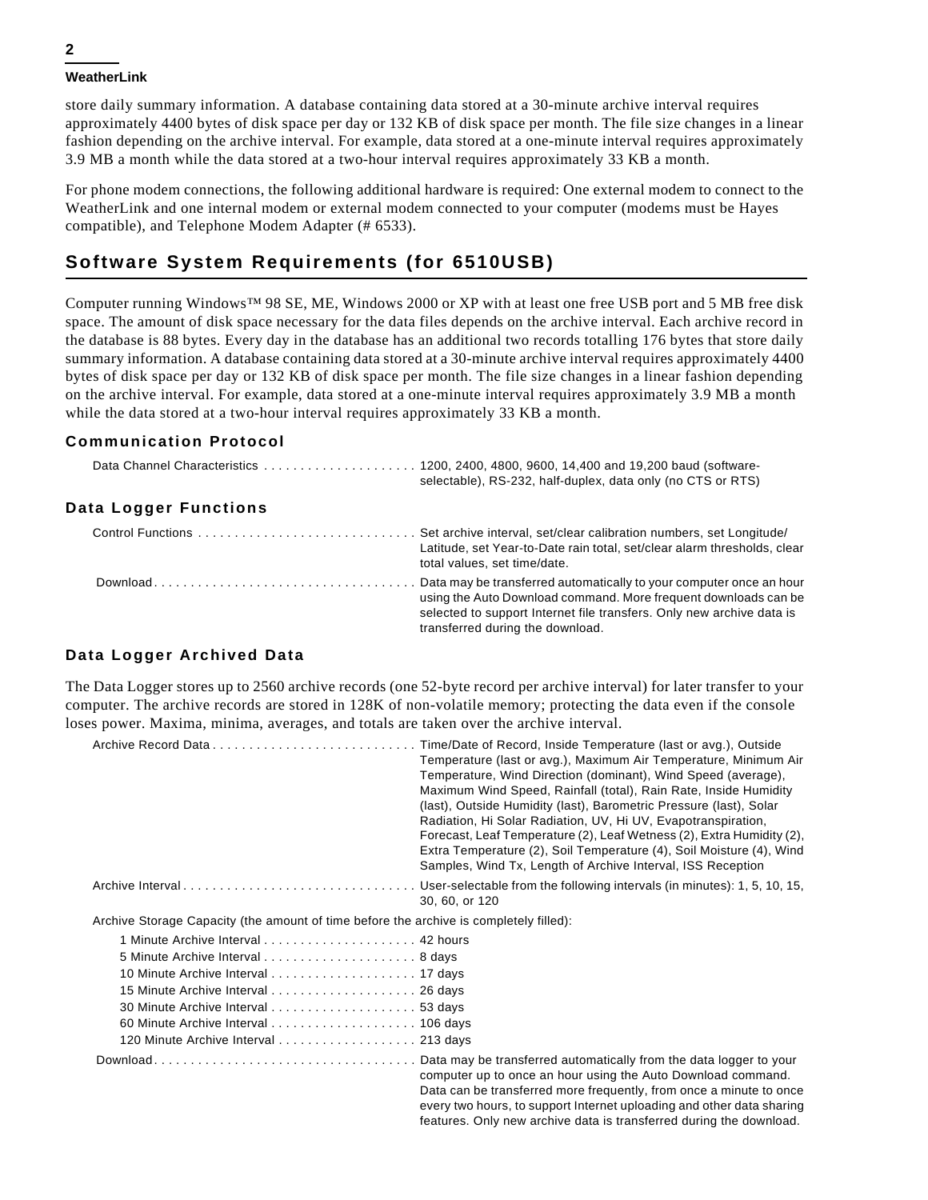store daily summary information. A database containing data stored at a 30-minute archive interval requires approximately 4400 bytes of disk space per day or 132 KB of disk space per month. The file size changes in a linear fashion depending on the archive interval. For example, data stored at a one-minute interval requires approximately 3.9 MB a month while the data stored at a two-hour interval requires approximately 33 KB a month.

For phone modem connections, the following additional hardware is required: One external modem to connect to the WeatherLink and one internal modem or external modem connected to your computer (modems must be Hayes compatible), and Telephone Modem Adapter (# 6533).

## Software System Requirements (for 6510USB)

Computer running Windows™ 98 SE, ME, Windows 2000 or XP with at least one free USB port and 5 MB free disk space. The amount of disk space necessary for the data files depends on the archive interval. Each archive record in the database is 88 bytes. Every day in the database has an additional two records totalling 176 bytes that store daily summary information. A database containing data stored at a 30-minute archive interval requires approximately 4400 bytes of disk space per day or 132 KB of disk space per month. The file size changes in a linear fashion depending on the archive interval. For example, data stored at a one-minute interval requires approximately 3.9 MB a month while the data stored at a two-hour interval requires approximately 33 KB a month.

### Communication Protocol

Data Channel Characteristics . . . . . . . . . . . . . . . . . . . . . 1200, 2400, 4800, 9600, 14,400 and 19,200 baud (software-selectable), RS-232, half-duplex, data only (no CTS or RTS)

### Data Logger Functions

Control Functions . . . . . . . . . . . . . . . . . . . . . . . . . . . . . Set archive interval, set/clear calibration numbers, set Longitude/Latitude, set Year-to-Date rain total, set/clear alarm thresholds, clear total values, set time/date.

Download . . . . . . . . . . . . . . . . . . . . . . . . . . . . . . . . . . . Data may be transferred automatically to your computer once an hour using the Auto Download command. More frequent downloads can be selected to support Internet file transfers. Only new archive data is transferred during the download.

### Data Logger Archived Data

The Data Logger stores up to 2560 archive records (one 52-byte record per archive interval) for later transfer to your computer. The archive records are stored in 128K of non-volatile memory; protecting the data even if the console loses power. Maxima, minima, averages, and totals are taken over the archive interval.

Archive Record Data . . . . . . . . . . . . . . . . . . . . . . . . . . . Time/Date of Record, Inside Temperature (last or avg.), Outside Temperature (last or avg.), Maximum Air Temperature, Minimum Air Temperature, Wind Direction (dominant), Wind Speed (average), Maximum Wind Speed, Rainfall (total), Rain Rate, Inside Humidity (last), Outside Humidity (last), Barometric Pressure (last), Solar Radiation, Hi Solar Radiation, UV, Hi UV, Evapotranspiration, Forecast, Leaf Temperature (2), Leaf Wetness (2), Extra Humidity (2), Extra Temperature (2), Soil Temperature (4), Soil Moisture (4), Wind Samples, Wind Tx, Length of Archive Interval, ISS Reception

Archive Interval . . . . . . . . . . . . . . . . . . . . . . . . . . . . . . . User-selectable from the following intervals (in minutes): 1, 5, 10, 15, 30, 60, or 120

Archive Storage Capacity (the amount of time before the archive is completely filled):

- 1 Minute Archive Interval . . . . . . . . . . . . . . . . . . . . . 42 hours
- 5 Minute Archive Interval . . . . . . . . . . . . . . . . . . . . . 8 days
- 10 Minute Archive Interval . . . . . . . . . . . . . . . . . . . . 17 days
- 15 Minute Archive Interval . . . . . . . . . . . . . . . . . . . . 26 days
- 30 Minute Archive Interval . . . . . . . . . . . . . . . . . . . . 53 days
- 60 Minute Archive Interval . . . . . . . . . . . . . . . . . . . . 106 days
- 120 Minute Archive Interval . . . . . . . . . . . . . . . . . . . 213 days

Download . . . . . . . . . . . . . . . . . . . . . . . . . . . . . . . . . . . Data may be transferred automatically from the data logger to your computer up to once an hour using the Auto Download command. Data can be transferred more frequently, from once a minute to once every two hours, to support Internet uploading and other data sharing features. Only new archive data is transferred during the download.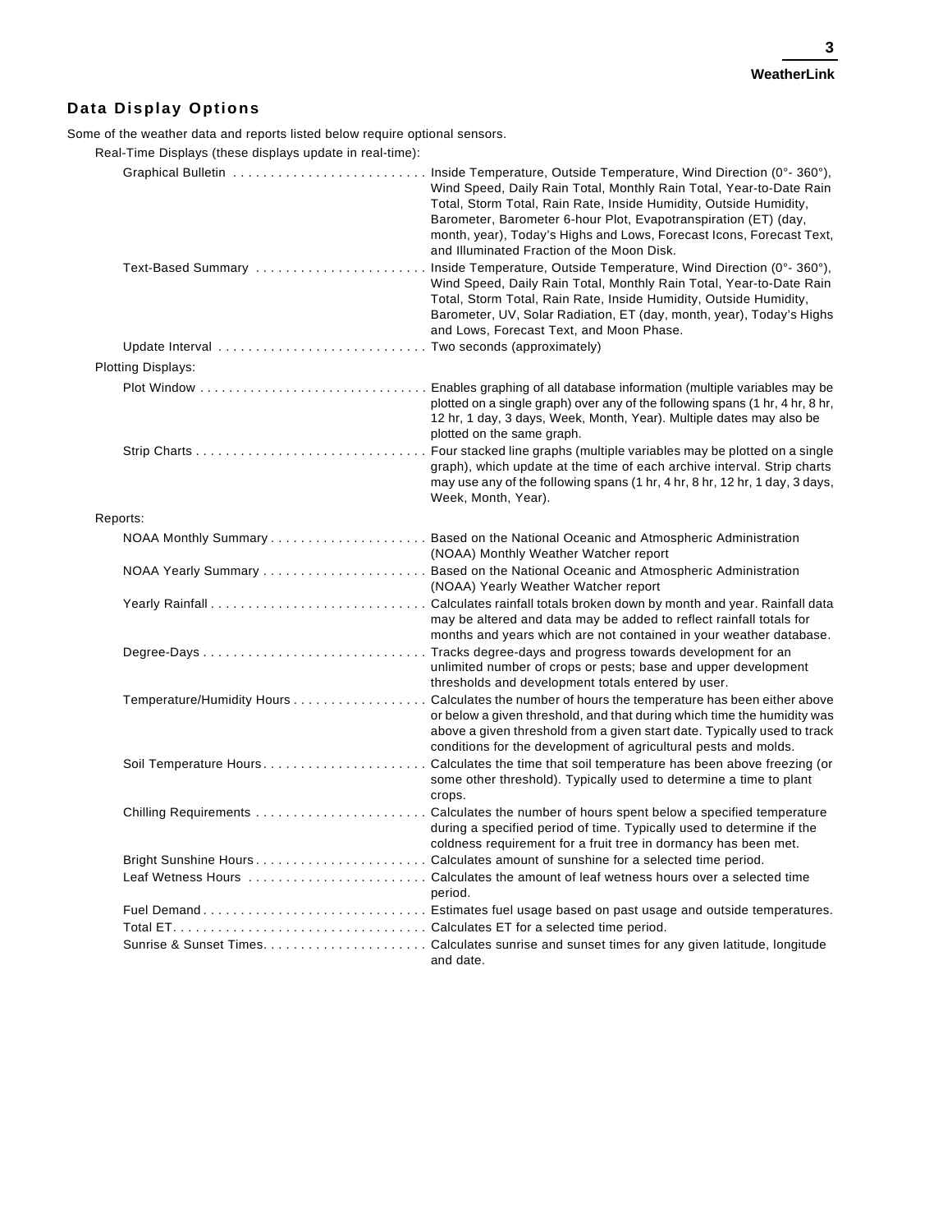## Data Display Options

Some of the weather data and reports listed below require optional sensors.

Real-Time Displays (these displays update in real-time):

- **Graphical Bulletin** . . . . . . . . . . Inside Temperature, Outside Temperature, Wind Direction (0°- 360°), Wind Speed, Daily Rain Total, Monthly Rain Total, Year-to-Date Rain Total, Storm Total, Rain Rate, Inside Humidity, Outside Humidity, Barometer, Barometer 6-hour Plot, Evapotranspiration (ET) (day, month, year), Today's Highs and Lows, Forecast Icons, Forecast Text, and Illuminated Fraction of the Moon Disk.
- **Text-Based Summary** . . . . . . . . . . Inside Temperature, Outside Temperature, Wind Direction (0°- 360°), Wind Speed, Daily Rain Total, Monthly Rain Total, Year-to-Date Rain Total, Storm Total, Rain Rate, Inside Humidity, Outside Humidity, Barometer, UV, Solar Radiation, ET (day, month, year), Today's Highs and Lows, Forecast Text, and Moon Phase.
- **Update Interval** . . . . . . . . . . Two seconds (approximately)

Plotting Displays:

- **Plot Window** . . . . . . . . . . Enables graphing of all database information (multiple variables may be plotted on a single graph) over any of the following spans (1 hr, 4 hr, 8 hr, 12 hr, 1 day, 3 days, Week, Month, Year). Multiple dates may also be plotted on the same graph.
- **Strip Charts** . . . . . . . . . . Four stacked line graphs (multiple variables may be plotted on a single graph), which update at the time of each archive interval. Strip charts may use any of the following spans (1 hr, 4 hr, 8 hr, 12 hr, 1 day, 3 days, Week, Month, Year).

Reports:

- **NOAA Monthly Summary** . . . . . . . . . . Based on the National Oceanic and Atmospheric Administration (NOAA) Monthly Weather Watcher report
- **NOAA Yearly Summary** . . . . . . . . . . Based on the National Oceanic and Atmospheric Administration (NOAA) Yearly Weather Watcher report
- **Yearly Rainfall** . . . . . . . . . . Calculates rainfall totals broken down by month and year. Rainfall data may be altered and data may be added to reflect rainfall totals for months and years which are not contained in your weather database.
- **Degree-Days** . . . . . . . . . . Tracks degree-days and progress towards development for an unlimited number of crops or pests; base and upper development thresholds and development totals entered by user.
- **Temperature/Humidity Hours** . . . . . . . . . . Calculates the number of hours the temperature has been either above or below a given threshold, and that during which time the humidity was above a given threshold from a given start date. Typically used to track conditions for the development of agricultural pests and molds.
- **Soil Temperature Hours** . . . . . . . . . . Calculates the time that soil temperature has been above freezing (or some other threshold). Typically used to determine a time to plant crops.
- **Chilling Requirements** . . . . . . . . . . Calculates the number of hours spent below a specified temperature during a specified period of time. Typically used to determine if the coldness requirement for a fruit tree in dormancy has been met.
- **Bright Sunshine Hours** . . . . . . . . . . Calculates amount of sunshine for a selected time period.
- **Leaf Wetness Hours** . . . . . . . . . . Calculates the amount of leaf wetness hours over a selected time period.
- **Fuel Demand** . . . . . . . . . . Estimates fuel usage based on past usage and outside temperatures.
- **Total ET** . . . . . . . . . . Calculates ET for a selected time period.
- **Sunrise & Sunset Times** . . . . . . . . . . Calculates sunrise and sunset times for any given latitude, longitude and date.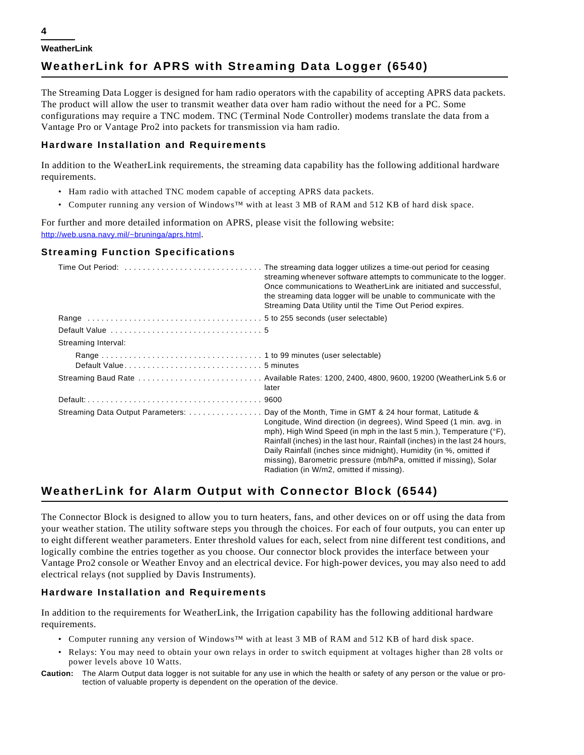## WeatherLink for APRS with Streaming Data Logger (6540)

The Streaming Data Logger is designed for ham radio operators with the capability of accepting APRS data packets. The product will allow the user to transmit weather data over ham radio without the need for a PC. Some configurations may require a TNC modem. TNC (Terminal Node Controller) modems translate the data from a Vantage Pro or Vantage Pro2 into packets for transmission via ham radio.

### Hardware Installation and Requirements

In addition to the WeatherLink requirements, the streaming data capability has the following additional hardware requirements.

- Ham radio with attached TNC modem capable of accepting APRS data packets.
- Computer running any version of Windows™ with at least 3 MB of RAM and 512 KB of hard disk space.

For further and more detailed information on APRS, please visit the following website: http://web.usna.navy.mil/~bruninga/aprs.html.

### Streaming Function Specifications

| | |
|---|---|
| Time Out Period: | The streaming data logger utilizes a time-out period for ceasing streaming whenever software attempts to communicate to the logger. Once communications to WeatherLink are initiated and successful, the streaming data logger will be unable to communicate with the Streaming Data Utility until the Time Out Period expires. |
| Range | 5 to 255 seconds (user selectable) |
| Default Value | 5 |
| Streaming Interval: | |
| Range | 1 to 99 minutes (user selectable) |
| Default Value | 5 minutes |
| Streaming Baud Rate | Available Rates: 1200, 2400, 4800, 9600, 19200 (WeatherLink 5.6 or later |
| Default: | 9600 |
| Streaming Data Output Parameters: | Day of the Month, Time in GMT & 24 hour format, Latitude & Longitude, Wind direction (in degrees), Wind Speed (1 min. avg. in mph), High Wind Speed (in mph in the last 5 min.), Temperature (°F), Rainfall (inches) in the last hour, Rainfall (inches) in the last 24 hours, Daily Rainfall (inches since midnight), Humidity (in %, omitted if missing), Barometric pressure (mb/hPa, omitted if missing), Solar Radiation (in W/m2, omitted if missing). |

## WeatherLink for Alarm Output with Connector Block (6544)

The Connector Block is designed to allow you to turn heaters, fans, and other devices on or off using the data from your weather station. The utility software steps you through the choices. For each of four outputs, you can enter up to eight different weather parameters. Enter threshold values for each, select from nine different test conditions, and logically combine the entries together as you choose. Our connector block provides the interface between your Vantage Pro2 console or Weather Envoy and an electrical device. For high-power devices, you may also need to add electrical relays (not supplied by Davis Instruments).

### Hardware Installation and Requirements

In addition to the requirements for WeatherLink, the Irrigation capability has the following additional hardware requirements.

- Computer running any version of Windows™ with at least 3 MB of RAM and 512 KB of hard disk space.
- Relays: You may need to obtain your own relays in order to switch equipment at voltages higher than 28 volts or power levels above 10 Watts.

**Caution:** The Alarm Output data logger is not suitable for any use in which the health or safety of any person or the value or protection of valuable property is dependent on the operation of the device.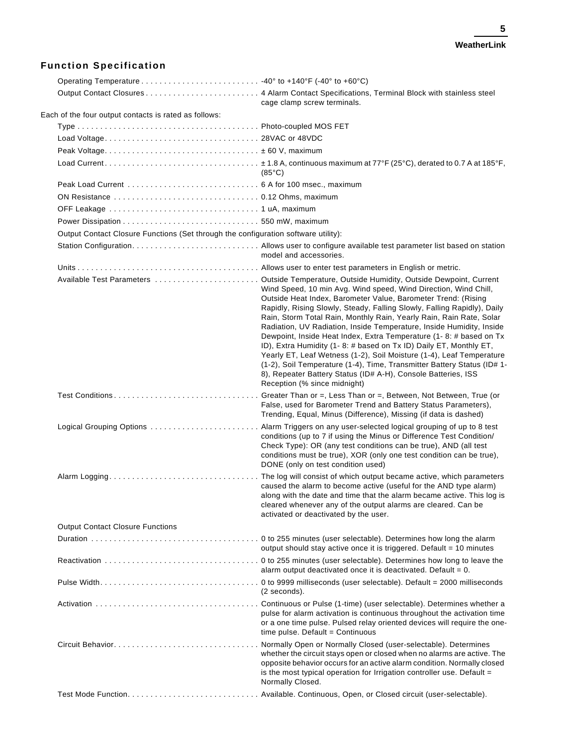## Function Specification

Operating Temperature . . . . . . . . . . . . . . . . . . . . . . . . . . -40° to +140°F (-40° to +60°C)

Output Contact Closures . . . . . . . . . . . . . . . . . . . . . . . . . 4 Alarm Contact Specifications, Terminal Block with stainless steel cage clamp screw terminals.

Each of the four output contacts is rated as follows:

Type . . . . . . . . . . . . . . . . . . . . . . . . . . . . . . . . . . . . . . . Photo-coupled MOS FET

Load Voltage. . . . . . . . . . . . . . . . . . . . . . . . . . . . . . . . . . 28VAC or 48VDC

Peak Voltage. . . . . . . . . . . . . . . . . . . . . . . . . . . . . . . . . . ± 60 V, maximum

Load Current. . . . . . . . . . . . . . . . . . . . . . . . . . . . . . . . . . ± 1.8 A, continuous maximum at 77°F (25°C), derated to 0.7 A at 185°F, (85°C)

Peak Load Current . . . . . . . . . . . . . . . . . . . . . . . . . . . . . 6 A for 100 msec., maximum

ON Resistance . . . . . . . . . . . . . . . . . . . . . . . . . . . . . . . . 0.12 Ohms, maximum

OFF Leakage . . . . . . . . . . . . . . . . . . . . . . . . . . . . . . . . . 1 uA, maximum

Power Dissipation . . . . . . . . . . . . . . . . . . . . . . . . . . . . . . 550 mW, maximum

Output Contact Closure Functions (Set through the configuration software utility):

Station Configuration. . . . . . . . . . . . . . . . . . . . . . . . . . . . Allows user to configure available test parameter list based on station model and accessories.

Units . . . . . . . . . . . . . . . . . . . . . . . . . . . . . . . . . . . . . . . Allows user to enter test parameters in English or metric.

Available Test Parameters . . . . . . . . . . . . . . . . . . . . . . . Outside Temperature, Outside Humidity, Outside Dewpoint, Current Wind Speed, 10 min Avg. Wind speed, Wind Direction, Wind Chill, Outside Heat Index, Barometer Value, Barometer Trend: (Rising Rapidly, Rising Slowly, Steady, Falling Slowly, Falling Rapidly), Daily Rain, Storm Total Rain, Monthly Rain, Yearly Rain, Rain Rate, Solar Radiation, UV Radiation, Inside Temperature, Inside Humidity, Inside Dewpoint, Inside Heat Index, Extra Temperature (1- 8: # based on Tx ID), Extra Humidity (1- 8: # based on Tx ID) Daily ET, Monthly ET, Yearly ET, Leaf Wetness (1-2), Soil Moisture (1-4), Leaf Temperature (1-2), Soil Temperature (1-4), Time, Transmitter Battery Status (ID# 1-8), Repeater Battery Status (ID# A-H), Console Batteries, ISS Reception (% since midnight)

Test Conditions . . . . . . . . . . . . . . . . . . . . . . . . . . . . . . . . Greater Than or =, Less Than or =, Between, Not Between, True (or False, used for Barometer Trend and Battery Status Parameters), Trending, Equal, Minus (Difference), Missing (if data is dashed)

Logical Grouping Options . . . . . . . . . . . . . . . . . . . . . . . . Alarm Triggers on any user-selected logical grouping of up to 8 test conditions (up to 7 if using the Minus or Difference Test Condition/ Check Type): OR (any test conditions can be true), AND (all test conditions must be true), XOR (only one test condition can be true), DONE (only on test condition used)

Alarm Logging. . . . . . . . . . . . . . . . . . . . . . . . . . . . . . . . . The log will consist of which output became active, which parameters caused the alarm to become active (useful for the AND type alarm) along with the date and time that the alarm became active. This log is cleared whenever any of the output alarms are cleared. Can be activated or deactivated by the user.

Output Contact Closure Functions

Duration . . . . . . . . . . . . . . . . . . . . . . . . . . . . . . . . . . . . . 0 to 255 minutes (user selectable). Determines how long the alarm output should stay active once it is triggered. Default = 10 minutes

Reactivation . . . . . . . . . . . . . . . . . . . . . . . . . . . . . . . . . . 0 to 255 minutes (user selectable). Determines how long to leave the alarm output deactivated once it is deactivated. Default = 0.

Pulse Width. . . . . . . . . . . . . . . . . . . . . . . . . . . . . . . . . . . 0 to 9999 milliseconds (user selectable). Default = 2000 milliseconds (2 seconds).

Activation . . . . . . . . . . . . . . . . . . . . . . . . . . . . . . . . . . . . Continuous or Pulse (1-time) (user selectable). Determines whether a pulse for alarm activation is continuous throughout the activation time or a one time pulse. Pulsed relay oriented devices will require the one-time pulse. Default = Continuous

Circuit Behavior. . . . . . . . . . . . . . . . . . . . . . . . . . . . . . . . Normally Open or Normally Closed (user-selectable). Determines whether the circuit stays open or closed when no alarms are active. The opposite behavior occurs for an active alarm condition. Normally closed is the most typical operation for Irrigation controller use. Default = Normally Closed.

Test Mode Function. . . . . . . . . . . . . . . . . . . . . . . . . . . . . Available. Continuous, Open, or Closed circuit (user-selectable).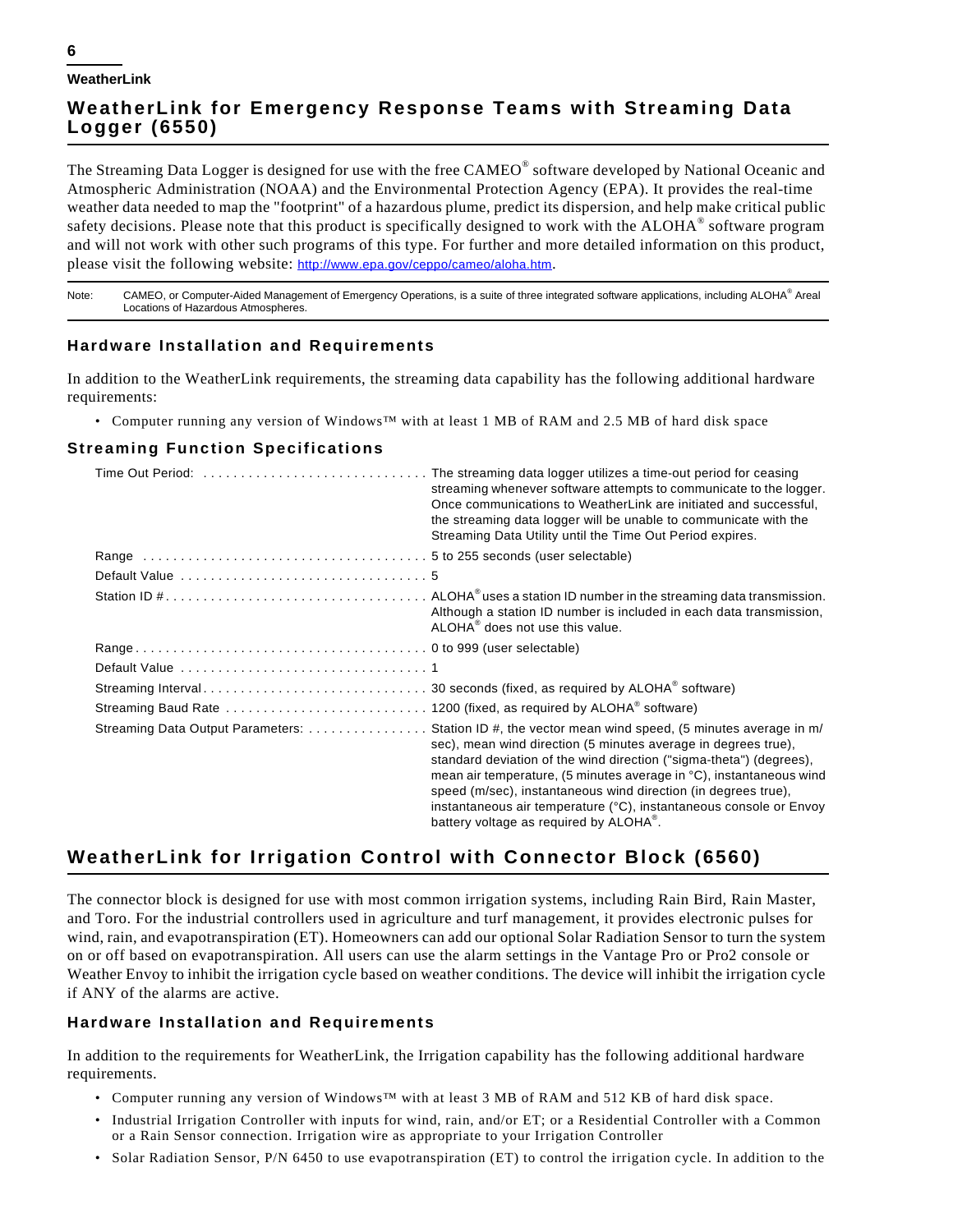## WeatherLink for Emergency Response Teams with Streaming Data Logger (6550)

The Streaming Data Logger is designed for use with the free CAMEO® software developed by National Oceanic and Atmospheric Administration (NOAA) and the Environmental Protection Agency (EPA). It provides the real-time weather data needed to map the "footprint" of a hazardous plume, predict its dispersion, and help make critical public safety decisions. Please note that this product is specifically designed to work with the ALOHA® software program and will not work with other such programs of this type. For further and more detailed information on this product, please visit the following website: http://www.epa.gov/ceppo/cameo/aloha.htm.

Note: CAMEO, or Computer-Aided Management of Emergency Operations, is a suite of three integrated software applications, including ALOHA® Areal Locations of Hazardous Atmospheres.

### Hardware Installation and Requirements

In addition to the WeatherLink requirements, the streaming data capability has the following additional hardware requirements:

- Computer running any version of Windows™ with at least 1 MB of RAM and 2.5 MB of hard disk space

### Streaming Function Specifications

| | |
|---|---|
| Time Out Period: | The streaming data logger utilizes a time-out period for ceasing streaming whenever software attempts to communicate to the logger. Once communications to WeatherLink are initiated and successful, the streaming data logger will be unable to communicate with the Streaming Data Utility until the Time Out Period expires. |
| Range | 5 to 255 seconds (user selectable) |
| Default Value | 5 |
| Station ID # | ALOHA® uses a station ID number in the streaming data transmission. Although a station ID number is included in each data transmission, ALOHA® does not use this value. |
| Range | 0 to 999 (user selectable) |
| Default Value | 1 |
| Streaming Interval | 30 seconds (fixed, as required by ALOHA® software) |
| Streaming Baud Rate | 1200 (fixed, as required by ALOHA® software) |
| Streaming Data Output Parameters: | Station ID #, the vector mean wind speed, (5 minutes average in m/sec), mean wind direction (5 minutes average in degrees true), standard deviation of the wind direction ("sigma-theta") (degrees), mean air temperature, (5 minutes average in °C), instantaneous wind speed (m/sec), instantaneous wind direction (in degrees true), instantaneous air temperature (°C), instantaneous console or Envoy battery voltage as required by ALOHA®. |

## WeatherLink for Irrigation Control with Connector Block (6560)

The connector block is designed for use with most common irrigation systems, including Rain Bird, Rain Master, and Toro. For the industrial controllers used in agriculture and turf management, it provides electronic pulses for wind, rain, and evapotranspiration (ET). Homeowners can add our optional Solar Radiation Sensor to turn the system on or off based on evapotranspiration. All users can use the alarm settings in the Vantage Pro or Pro2 console or Weather Envoy to inhibit the irrigation cycle based on weather conditions. The device will inhibit the irrigation cycle if ANY of the alarms are active.

### Hardware Installation and Requirements

In addition to the requirements for WeatherLink, the Irrigation capability has the following additional hardware requirements.

- Computer running any version of Windows™ with at least 3 MB of RAM and 512 KB of hard disk space.
- Industrial Irrigation Controller with inputs for wind, rain, and/or ET; or a Residential Controller with a Common or a Rain Sensor connection. Irrigation wire as appropriate to your Irrigation Controller
- Solar Radiation Sensor, P/N 6450 to use evapotranspiration (ET) to control the irrigation cycle. In addition to the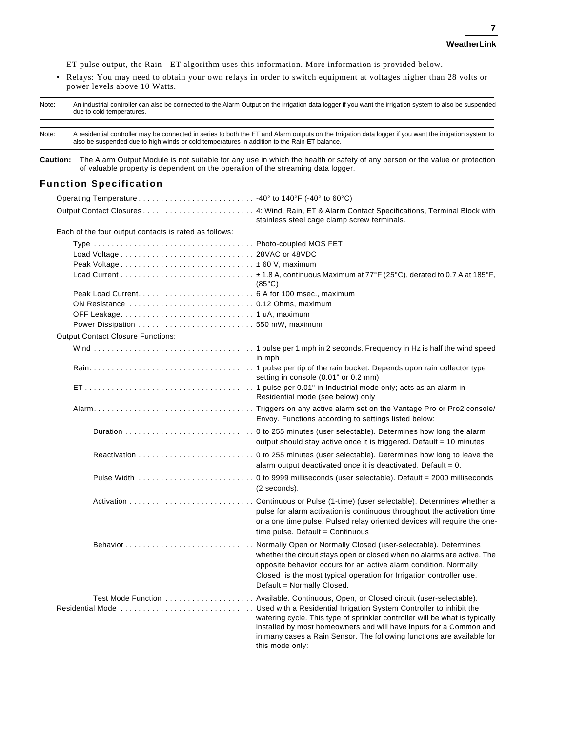ET pulse output, the Rain - ET algorithm uses this information. More information is provided below.

- Relays: You may need to obtain your own relays in order to switch equipment at voltages higher than 28 volts or power levels above 10 Watts.

---

Note: An industrial controller can also be connected to the Alarm Output on the irrigation data logger if you want the irrigation system to also be suspended due to cold temperatures.

---

Note: A residential controller may be connected in series to both the ET and Alarm outputs on the Irrigation data logger if you want the irrigation system to also be suspended due to high winds or cold temperatures in addition to the Rain-ET balance.

---

**Caution:** The Alarm Output Module is not suitable for any use in which the health or safety of any person or the value or protection of valuable property is dependent on the operation of the streaming data logger.

## Function Specification

Operating Temperature . . . . . . . . . . . . . . . . . . . . . . . . . -40° to 140°F (-40° to 60°C)

Output Contact Closures . . . . . . . . . . . . . . . . . . . . . . . . 4: Wind, Rain, ET & Alarm Contact Specifications, Terminal Block with stainless steel cage clamp screw terminals.

Each of the four output contacts is rated as follows:

- Type . . . . . . . . . . . . . . . . . . . . . . . . . . . . . . . . . . . Photo-coupled MOS FET
- Load Voltage . . . . . . . . . . . . . . . . . . . . . . . . . . . . . 28VAC or 48VDC
- Peak Voltage . . . . . . . . . . . . . . . . . . . . . . . . . . . . . ± 60 V, maximum
- Load Current . . . . . . . . . . . . . . . . . . . . . . . . . . . . . ± 1.8 A, continuous Maximum at 77°F (25°C), derated to 0.7 A at 185°F, (85°C)
- Peak Load Current. . . . . . . . . . . . . . . . . . . . . . . . . 6 A for 100 msec., maximum
- ON Resistance . . . . . . . . . . . . . . . . . . . . . . . . . . . 0.12 Ohms, maximum
- OFF Leakage. . . . . . . . . . . . . . . . . . . . . . . . . . . . . 1 uA, maximum
- Power Dissipation . . . . . . . . . . . . . . . . . . . . . . . . . 550 mW, maximum

Output Contact Closure Functions:

- Wind . . . . . . . . . . . . . . . . . . . . . . . . . . . . . . . . . . . 1 pulse per 1 mph in 2 seconds. Frequency in Hz is half the wind speed in mph
- Rain. . . . . . . . . . . . . . . . . . . . . . . . . . . . . . . . . . . . 1 pulse per tip of the rain bucket. Depends upon rain collector type setting in console (0.01" or 0.2 mm)
- ET . . . . . . . . . . . . . . . . . . . . . . . . . . . . . . . . . . . . . 1 pulse per 0.01" in Industrial mode only; acts as an alarm in Residential mode (see below) only
- Alarm. . . . . . . . . . . . . . . . . . . . . . . . . . . . . . . . . . . Triggers on any active alarm set on the Vantage Pro or Pro2 console/ Envoy. Functions according to settings listed below:
  - Duration . . . . . . . . . . . . . . . . . . . . . . . . . . . . 0 to 255 minutes (user selectable). Determines how long the alarm output should stay active once it is triggered. Default = 10 minutes
  - Reactivation . . . . . . . . . . . . . . . . . . . . . . . . . 0 to 255 minutes (user selectable). Determines how long to leave the alarm output deactivated once it is deactivated. Default = 0.
  - Pulse Width . . . . . . . . . . . . . . . . . . . . . . . . . 0 to 9999 milliseconds (user selectable). Default = 2000 milliseconds (2 seconds).
  - Activation . . . . . . . . . . . . . . . . . . . . . . . . . . . Continuous or Pulse (1-time) (user selectable). Determines whether a pulse for alarm activation is continuous throughout the activation time or a one time pulse. Pulsed relay oriented devices will require the one-time pulse. Default = Continuous
  - Behavior . . . . . . . . . . . . . . . . . . . . . . . . . . . . Normally Open or Normally Closed (user-selectable). Determines whether the circuit stays open or closed when no alarms are active. The opposite behavior occurs for an active alarm condition. Normally Closed is the most typical operation for Irrigation controller use. Default = Normally Closed.
  - Test Mode Function . . . . . . . . . . . . . . . . . . . Available. Continuous, Open, or Closed circuit (user-selectable).

Residential Mode . . . . . . . . . . . . . . . . . . . . . . . . . . . . Used with a Residential Irrigation System Controller to inhibit the watering cycle. This type of sprinkler controller will be what is typically installed by most homeowners and will have inputs for a Common and in many cases a Rain Sensor. The following functions are available for this mode only: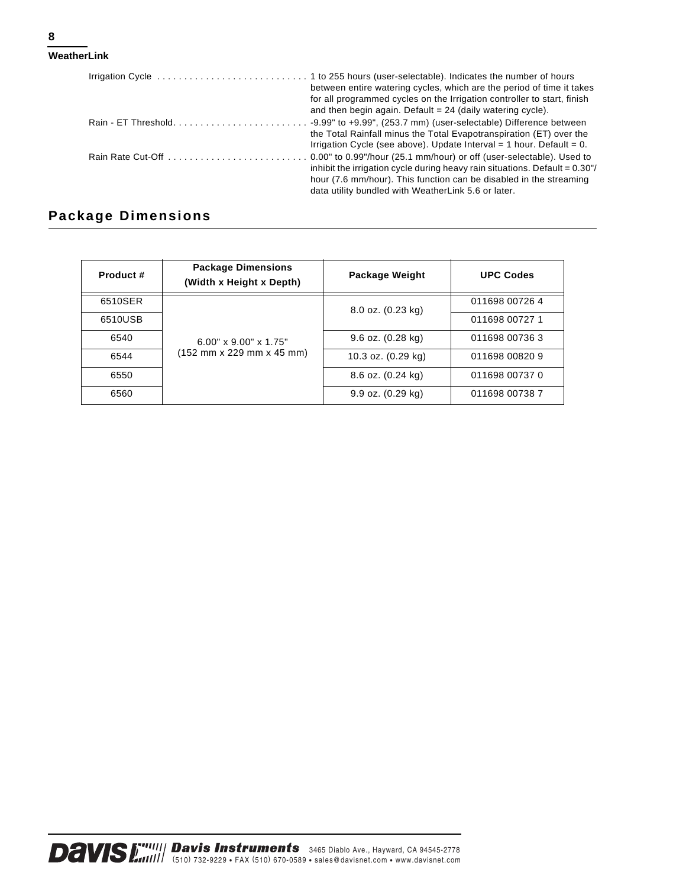Irrigation Cycle . . . . . . . . . . . . . . . . . . . . . . . . . . . . 1 to 255 hours (user-selectable). Indicates the number of hours between entire watering cycles, which are the period of time it takes for all programmed cycles on the Irrigation controller to start, finish and then begin again. Default = 24 (daily watering cycle).

Rain - ET Threshold. . . . . . . . . . . . . . . . . . . . . . . . . . -9.99" to +9.99", (253.7 mm) (user-selectable) Difference between the Total Rainfall minus the Total Evapotranspiration (ET) over the Irrigation Cycle (see above). Update Interval = 1 hour. Default = 0.

Rain Rate Cut-Off . . . . . . . . . . . . . . . . . . . . . . . . . . 0.00" to 0.99"/hour (25.1 mm/hour) or off (user-selectable). Used to inhibit the irrigation cycle during heavy rain situations. Default = 0.30"/hour (7.6 mm/hour). This function can be disabled in the streaming data utility bundled with WeatherLink 5.6 or later.

## Package Dimensions

| Product # | Package Dimensions (Width x Height x Depth) | Package Weight | UPC Codes |
|---|---|---|---|
| 6510SER | 6.00" x 9.00" x 1.75" (152 mm x 229 mm x 45 mm) | 8.0 oz. (0.23 kg) | 011698 00726 4 |
| 6510USB | | | 011698 00727 1 |
| 6540 | | 9.6 oz. (0.28 kg) | 011698 00736 3 |
| 6544 | | 10.3 oz. (0.29 kg) | 011698 00820 9 |
| 6550 | | 8.6 oz. (0.24 kg) | 011698 00737 0 |
| 6560 | | 9.9 oz. (0.29 kg) | 011698 00738 7 |

**Davis Instruments** 3465 Diablo Ave., Hayward, CA 94545-2778
(510) 732-9229 • FAX (510) 670-0589 • sales@davisnet.com • www.davisnet.com